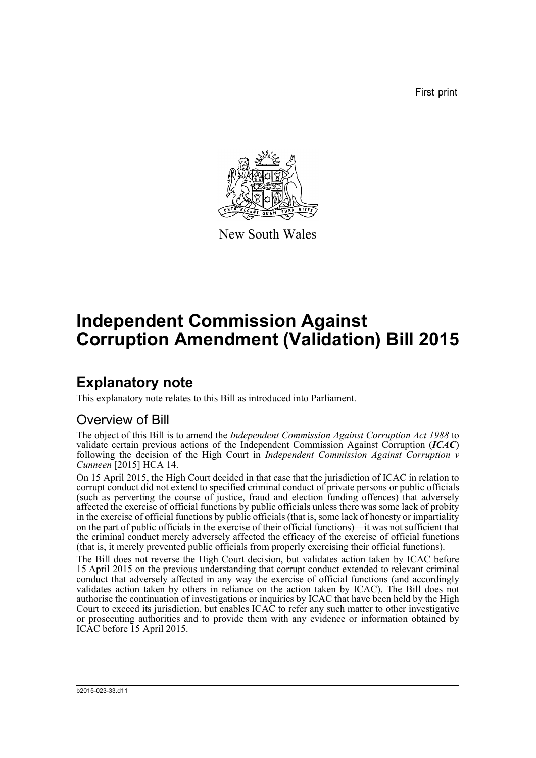First print

New South Wales

# Independent Commission Against Corruption Amendment (Validation) Bill 2015

## Explanatory note

This explanatory note relates to this Bill as introduced into Parliament.

### Overview of Bill

The object of this Bill is to amend the *Independent Commission Against Corruption Act 1988* to validate certain previous actions of the Independent Commission Against Corruption (***ICAC***) following the decision of the High Court in *Independent Commission Against Corruption v Cunneen* [2015] HCA 14.

On 15 April 2015, the High Court decided in that case that the jurisdiction of ICAC in relation to corrupt conduct did not extend to specified criminal conduct of private persons or public officials (such as perverting the course of justice, fraud and election funding offences) that adversely affected the exercise of official functions by public officials unless there was some lack of probity in the exercise of official functions by public officials (that is, some lack of honesty or impartiality on the part of public officials in the exercise of their official functions)—it was not sufficient that the criminal conduct merely adversely affected the efficacy of the exercise of official functions (that is, it merely prevented public officials from properly exercising their official functions).

The Bill does not reverse the High Court decision, but validates action taken by ICAC before 15 April 2015 on the previous understanding that corrupt conduct extended to relevant criminal conduct that adversely affected in any way the exercise of official functions (and accordingly validates action taken by others in reliance on the action taken by ICAC). The Bill does not authorise the continuation of investigations or inquiries by ICAC that have been held by the High Court to exceed its jurisdiction, but enables ICAC to refer any such matter to other investigative or prosecuting authorities and to provide them with any evidence or information obtained by ICAC before 15 April 2015.

b2015-023-33.d11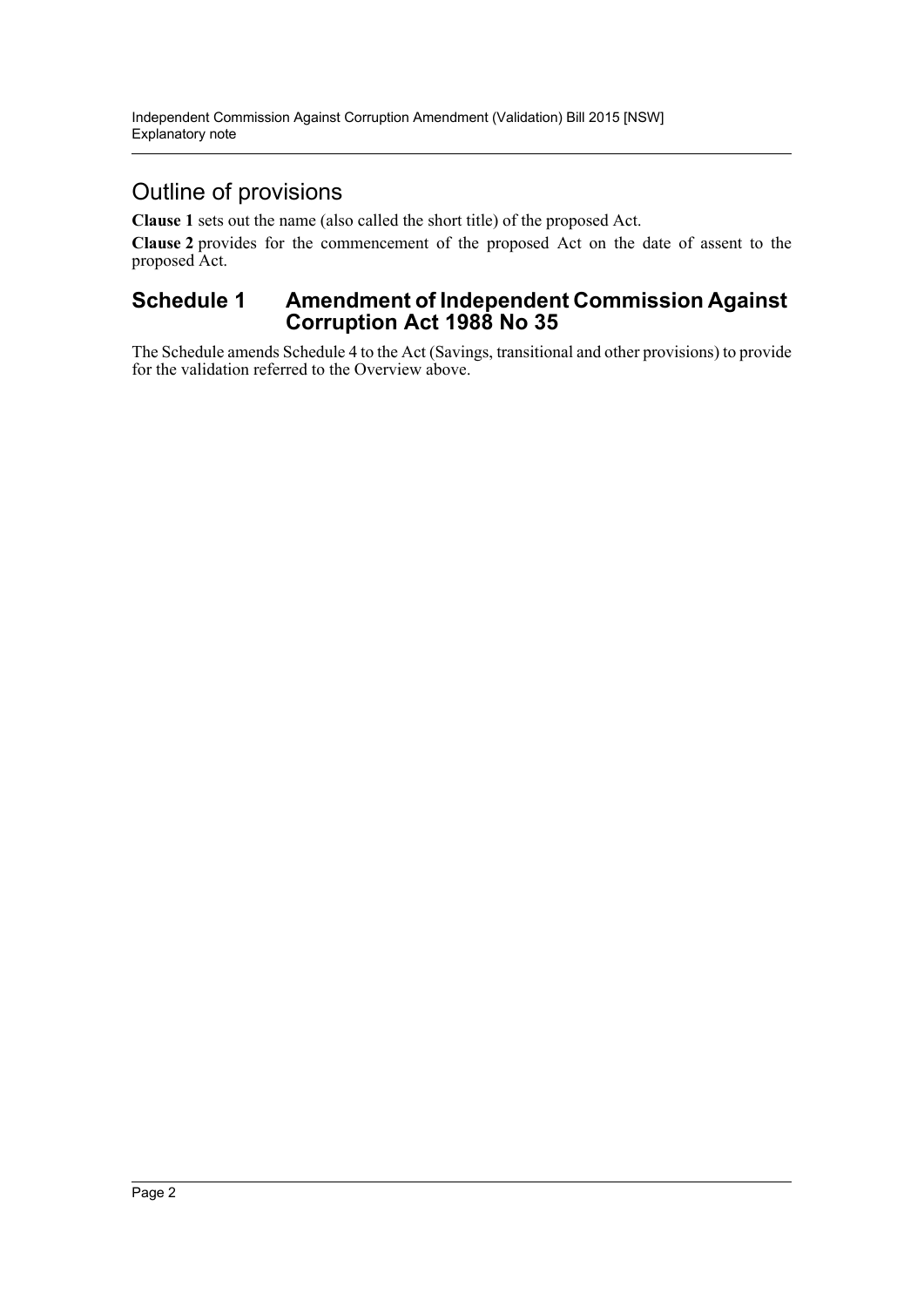## Outline of provisions

**Clause 1** sets out the name (also called the short title) of the proposed Act.

**Clause 2** provides for the commencement of the proposed Act on the date of assent to the proposed Act.

### Schedule 1 Amendment of Independent Commission Against Corruption Act 1988 No 35

The Schedule amends Schedule 4 to the Act (Savings, transitional and other provisions) to provide for the validation referred to the Overview above.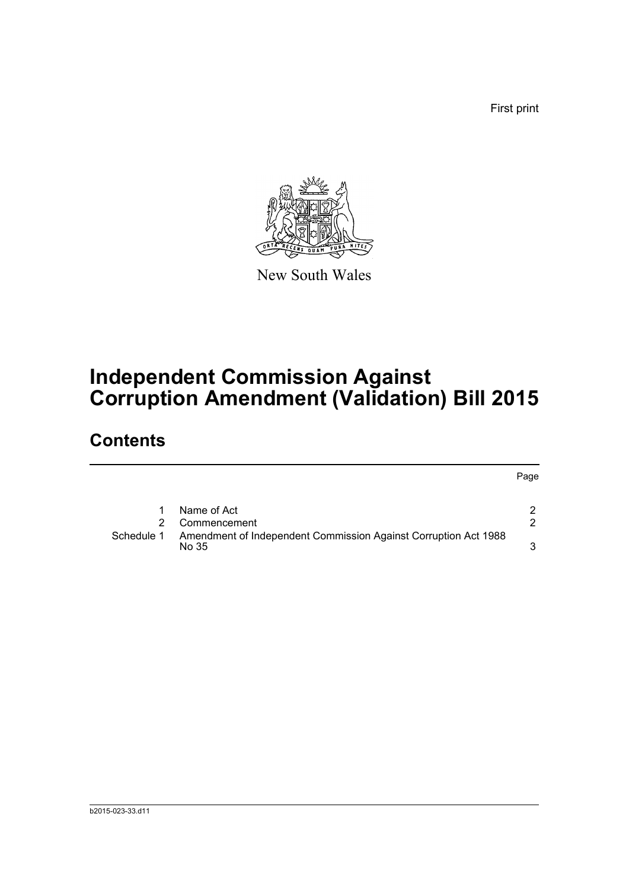First print

New South Wales

# Independent Commission Against Corruption Amendment (Validation) Bill 2015

## Contents

| | | Page |
|---|---|---|
| 1 | Name of Act | 2 |
| 2 | Commencement | 2 |
| Schedule 1 | Amendment of Independent Commission Against Corruption Act 1988 No 35 | 3 |

b2015-023-33.d11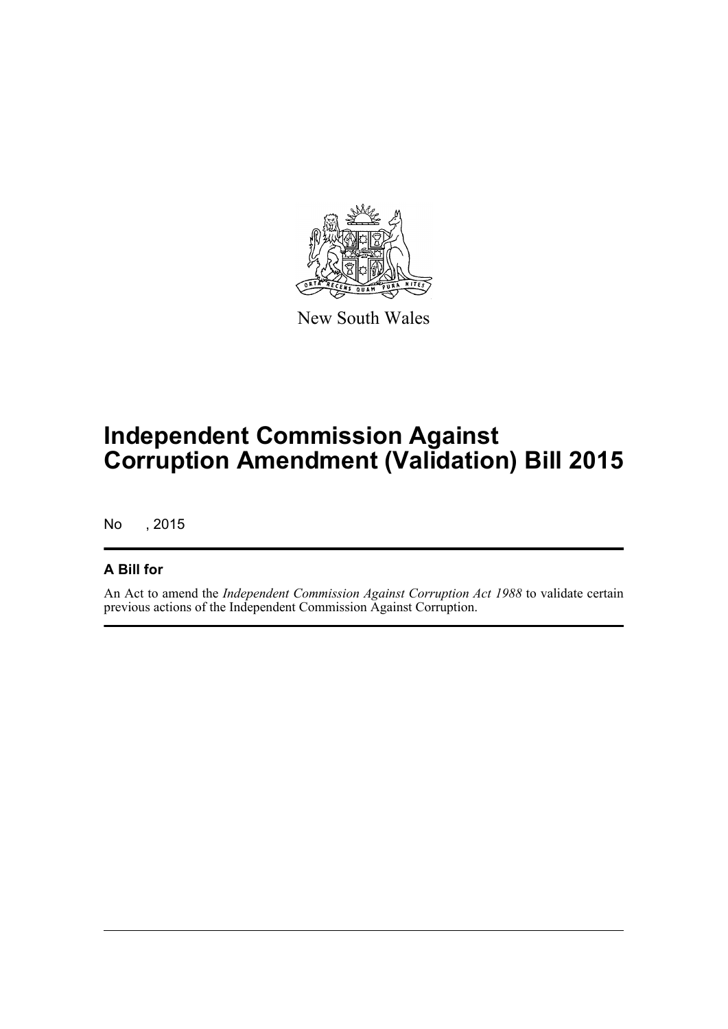New South Wales

# Independent Commission Against Corruption Amendment (Validation) Bill 2015

No , 2015

## A Bill for

An Act to amend the *Independent Commission Against Corruption Act 1988* to validate certain previous actions of the Independent Commission Against Corruption.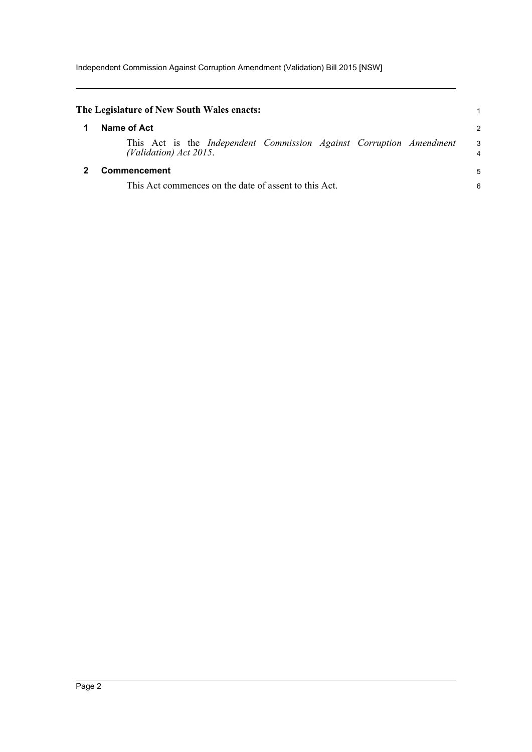**The Legislature of New South Wales enacts:**

## 1 Name of Act

This Act is the *Independent Commission Against Corruption Amendment (Validation) Act 2015*.

## 2 Commencement

This Act commences on the date of assent to this Act.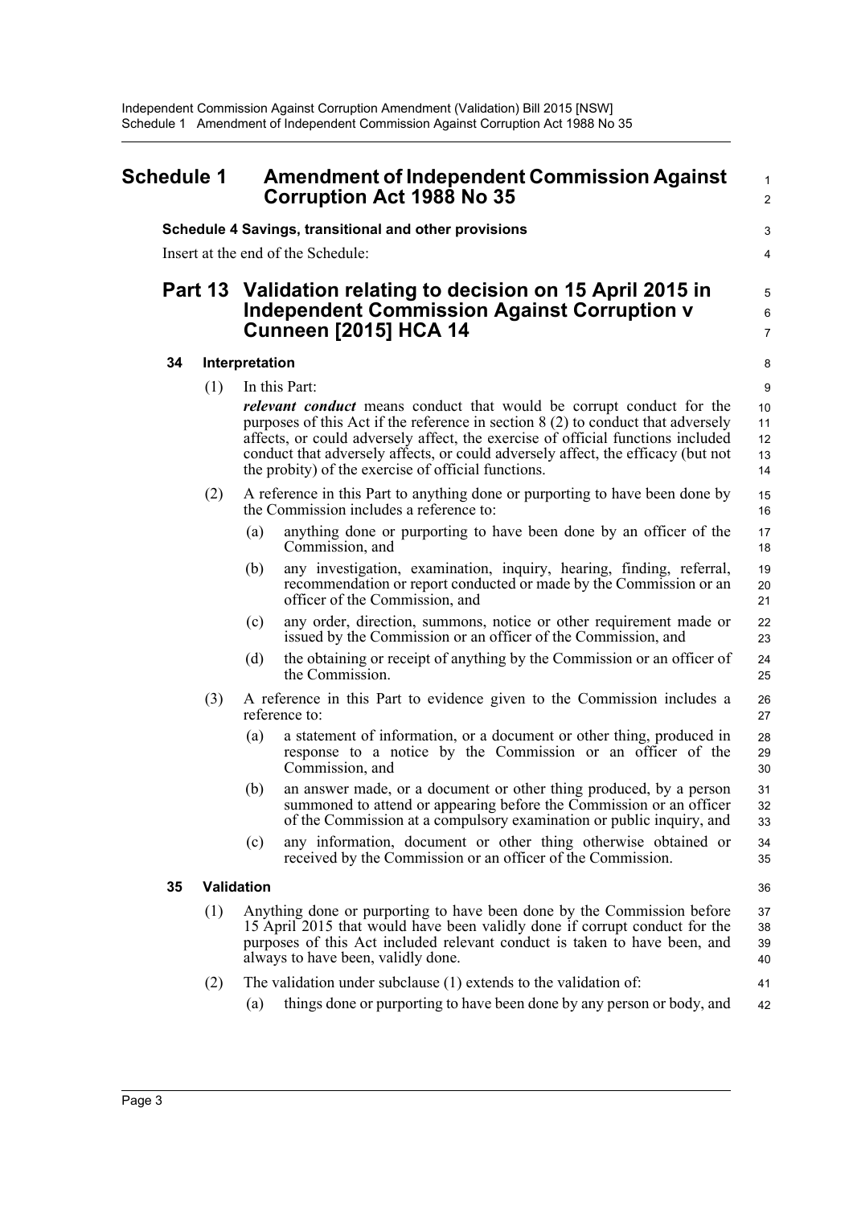# Schedule 1 Amendment of Independent Commission Against Corruption Act 1988 No 35

**Schedule 4 Savings, transitional and other provisions**

Insert at the end of the Schedule:

## Part 13 Validation relating to decision on 15 April 2015 in Independent Commission Against Corruption v Cunneen [2015] HCA 14

### 34 Interpretation

(1) In this Part:

***relevant conduct*** means conduct that would be corrupt conduct for the purposes of this Act if the reference in section 8 (2) to conduct that adversely affects, or could adversely affect, the exercise of official functions included conduct that adversely affects, or could adversely affect, the efficacy (but not the probity) of the exercise of official functions.

(2) A reference in this Part to anything done or purporting to have been done by the Commission includes a reference to:

- (a) anything done or purporting to have been done by an officer of the Commission, and
- (b) any investigation, examination, inquiry, hearing, finding, referral, recommendation or report conducted or made by the Commission or an officer of the Commission, and
- (c) any order, direction, summons, notice or other requirement made or issued by the Commission or an officer of the Commission, and
- (d) the obtaining or receipt of anything by the Commission or an officer of the Commission.

(3) A reference in this Part to evidence given to the Commission includes a reference to:

- (a) a statement of information, or a document or other thing, produced in response to a notice by the Commission or an officer of the Commission, and
- (b) an answer made, or a document or other thing produced, by a person summoned to attend or appearing before the Commission or an officer of the Commission at a compulsory examination or public inquiry, and
- (c) any information, document or other thing otherwise obtained or received by the Commission or an officer of the Commission.

### 35 Validation

(1) Anything done or purporting to have been done by the Commission before 15 April 2015 that would have been validly done if corrupt conduct for the purposes of this Act included relevant conduct is taken to have been, and always to have been, validly done.

(2) The validation under subclause (1) extends to the validation of:

- (a) things done or purporting to have been done by any person or body, and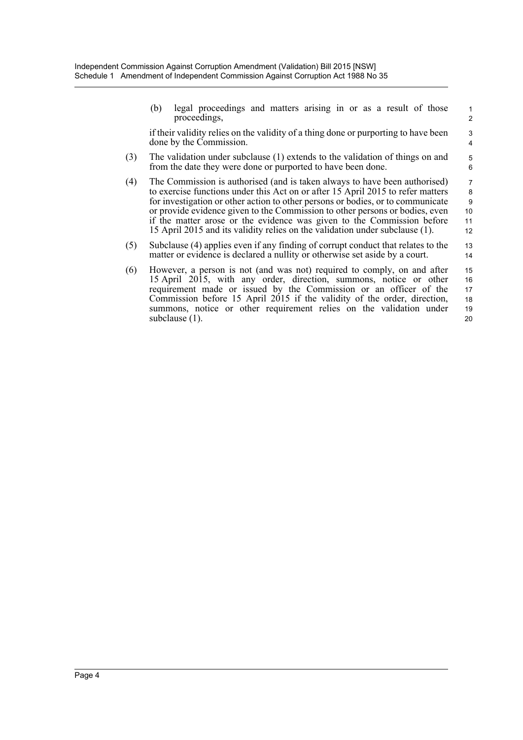(b) legal proceedings and matters arising in or as a result of those proceedings,

if their validity relies on the validity of a thing done or purporting to have been done by the Commission.

(3) The validation under subclause (1) extends to the validation of things on and from the date they were done or purported to have been done.

(4) The Commission is authorised (and is taken always to have been authorised) to exercise functions under this Act on or after 15 April 2015 to refer matters for investigation or other action to other persons or bodies, or to communicate or provide evidence given to the Commission to other persons or bodies, even if the matter arose or the evidence was given to the Commission before 15 April 2015 and its validity relies on the validation under subclause (1).

(5) Subclause (4) applies even if any finding of corrupt conduct that relates to the matter or evidence is declared a nullity or otherwise set aside by a court.

(6) However, a person is not (and was not) required to comply, on and after 15 April 2015, with any order, direction, summons, notice or other requirement made or issued by the Commission or an officer of the Commission before 15 April 2015 if the validity of the order, direction, summons, notice or other requirement relies on the validation under subclause (1).